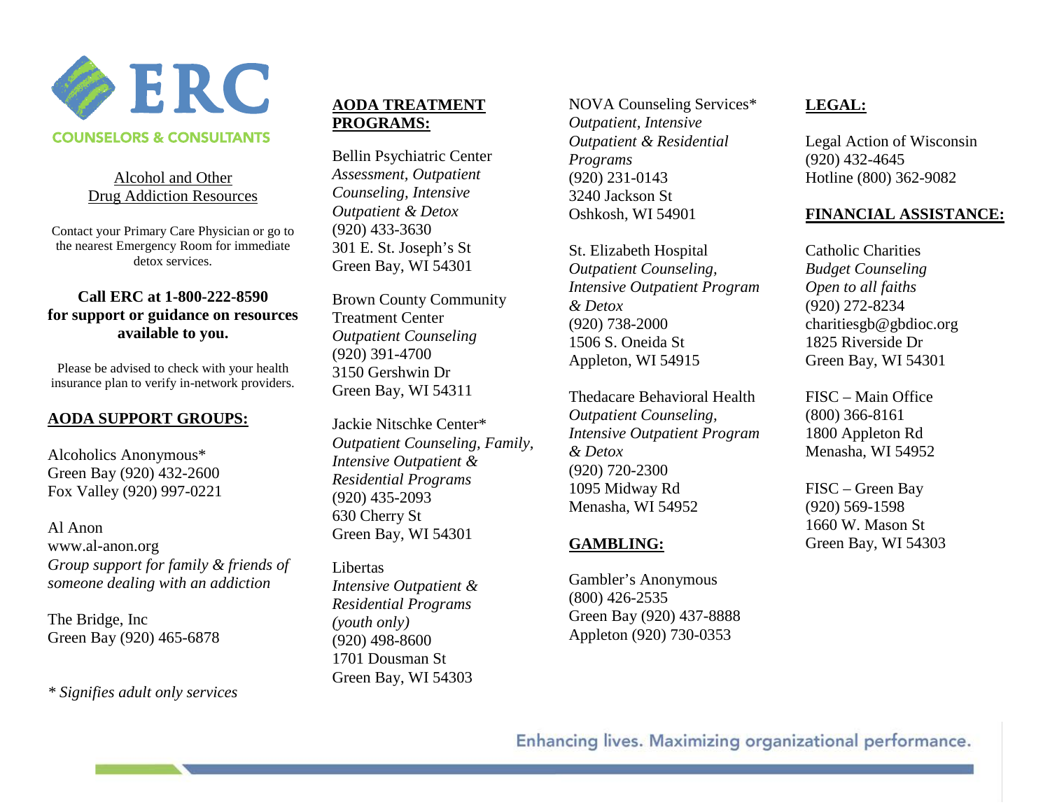# ERC

COUNSELORS & CONSULTANTS

Alcohol and Other Drug Addiction Resources

Contact your Primary Care Physician or go to the nearest Emergency Room for immediate detox services.

**Call ERC at 1-800-222-8590 for support or guidance on resources available to you.**

Please be advised to check with your health insurance plan to verify in-network providers.

## AODA SUPPORT GROUPS:

Alcoholics Anonymous*
Green Bay (920) 432-2600
Fox Valley (920) 997-0221

Al Anon
www.al-anon.org
*Group support for family & friends of someone dealing with an addiction*

The Bridge, Inc
Green Bay (920) 465-6878

** Signifies adult only services*

## AODA TREATMENT PROGRAMS:

Bellin Psychiatric Center
*Assessment, Outpatient Counseling, Intensive Outpatient & Detox*
(920) 433-3630
301 E. St. Joseph's St
Green Bay, WI 54301

Brown County Community Treatment Center
*Outpatient Counseling*
(920) 391-4700
3150 Gershwin Dr
Green Bay, WI 54311

Jackie Nitschke Center*
*Outpatient Counseling, Family, Intensive Outpatient & Residential Programs*
(920) 435-2093
630 Cherry St
Green Bay, WI 54301

Libertas
*Intensive Outpatient & Residential Programs (youth only)*
(920) 498-8600
1701 Dousman St
Green Bay, WI 54303

NOVA Counseling Services*
*Outpatient, Intensive Outpatient & Residential Programs*
(920) 231-0143
3240 Jackson St
Oshkosh, WI 54901

St. Elizabeth Hospital
*Outpatient Counseling, Intensive Outpatient Program & Detox*
(920) 738-2000
1506 S. Oneida St
Appleton, WI 54915

Thedacare Behavioral Health
*Outpatient Counseling, Intensive Outpatient Program & Detox*
(920) 720-2300
1095 Midway Rd
Menasha, WI 54952

## GAMBLING:

Gambler's Anonymous
(800) 426-2535
Green Bay (920) 437-8888
Appleton (920) 730-0353

## LEGAL:

Legal Action of Wisconsin
(920) 432-4645
Hotline (800) 362-9082

## FINANCIAL ASSISTANCE:

Catholic Charities
*Budget Counseling*
*Open to all faiths*
(920) 272-8234
charitiesgb@gbdioc.org
1825 Riverside Dr
Green Bay, WI 54301

FISC – Main Office
(800) 366-8161
1800 Appleton Rd
Menasha, WI 54952

FISC – Green Bay
(920) 569-1598
1660 W. Mason St
Green Bay, WI 54303

Enhancing lives. Maximizing organizational performance.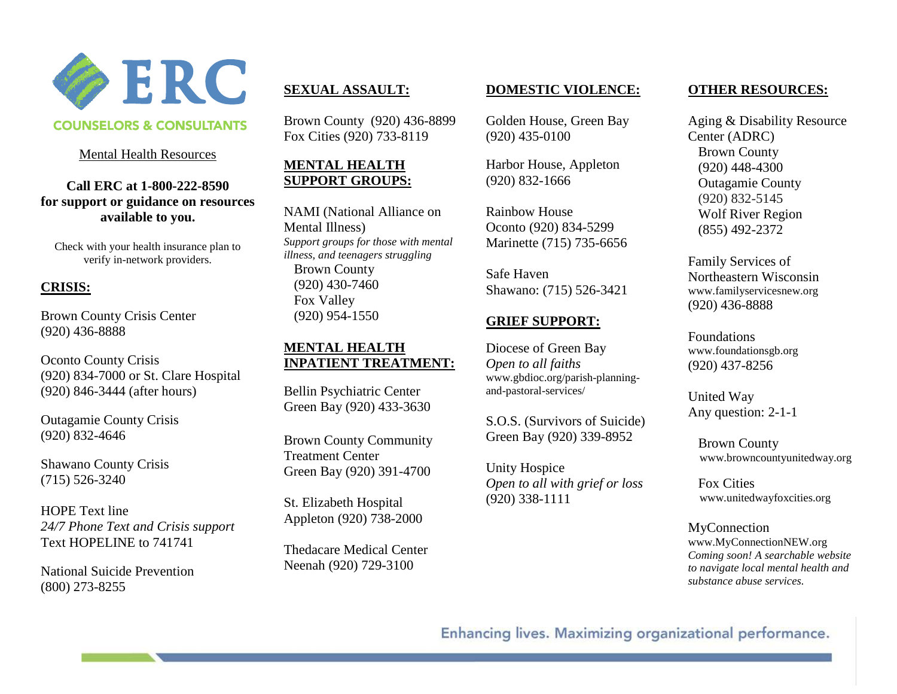# ERC

**COUNSELORS & CONSULTANTS**

Mental Health Resources

**Call ERC at 1-800-222-8590 for support or guidance on resources available to you.**

Check with your health insurance plan to verify in-network providers.

## CRISIS:

Brown County Crisis Center
(920) 436-8888

Oconto County Crisis
(920) 834-7000 or St. Clare Hospital
(920) 846-3444 (after hours)

Outagamie County Crisis
(920) 832-4646

Shawano County Crisis
(715) 526-3240

HOPE Text line
*24/7 Phone Text and Crisis support*
Text HOPELINE to 741741

National Suicide Prevention
(800) 273-8255

## SEXUAL ASSAULT:

Brown County (920) 436-8899
Fox Cities (920) 733-8119

## MENTAL HEALTH SUPPORT GROUPS:

NAMI (National Alliance on Mental Illness)
*Support groups for those with mental illness, and teenagers struggling*
Brown County
(920) 430-7460
Fox Valley
(920) 954-1550

## MENTAL HEALTH INPATIENT TREATMENT:

Bellin Psychiatric Center
Green Bay (920) 433-3630

Brown County Community Treatment Center
Green Bay (920) 391-4700

St. Elizabeth Hospital
Appleton (920) 738-2000

Thedacare Medical Center
Neenah (920) 729-3100

## DOMESTIC VIOLENCE:

Golden House, Green Bay
(920) 435-0100

Harbor House, Appleton
(920) 832-1666

Rainbow House
Oconto (920) 834-5299
Marinette (715) 735-6656

Safe Haven
Shawano: (715) 526-3421

## GRIEF SUPPORT:

Diocese of Green Bay
*Open to all faiths*
www.gbdioc.org/parish-planning-and-pastoral-services/

S.O.S. (Survivors of Suicide)
Green Bay (920) 339-8952

Unity Hospice
*Open to all with grief or loss*
(920) 338-1111

## OTHER RESOURCES:

Aging & Disability Resource Center (ADRC)
Brown County
(920) 448-4300
Outagamie County
(920) 832-5145
Wolf River Region
(855) 492-2372

Family Services of Northeastern Wisconsin
www.familyservicesnew.org
(920) 436-8888

Foundations
www.foundationsgb.org
(920) 437-8256

United Way
Any question: 2-1-1

Brown County
www.browncountyunitedway.org

Fox Cities
www.unitedwayfoxcities.org

MyConnection
www.MyConnectionNEW.org
*Coming soon! A searchable website to navigate local mental health and substance abuse services.*

Enhancing lives. Maximizing organizational performance.